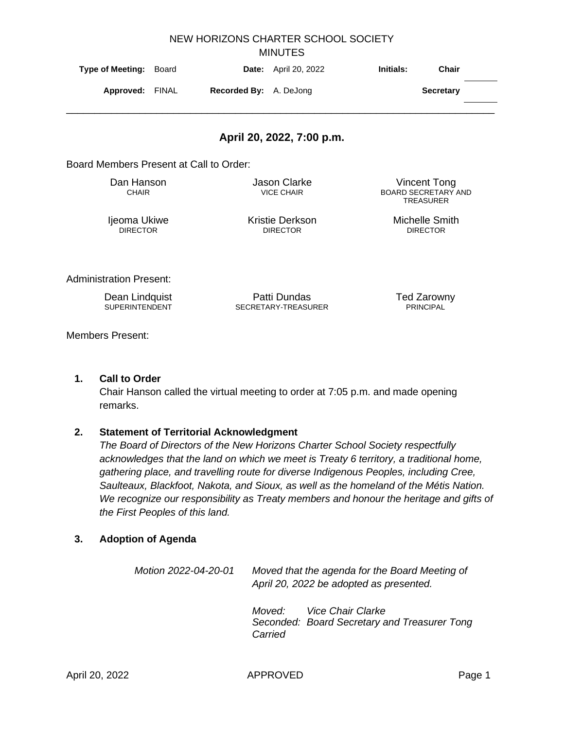NEW HORIZONS CHARTER SCHOOL SOCIETY
MINUTES

| | | | | | | |
|---|---|---|---|---|---|---|
| **Type of Meeting:** | Board | **Date:** | April 20, 2022 | **Initials:** | **Chair** | |
| **Approved:** | FINAL | **Recorded By:** | A. DeJong | | **Secretary** | |

---

## April 20, 2022, 7:00 p.m.

Board Members Present at Call to Order:

| | | |
|---|---|---|
| Dan Hanson<br>CHAIR | Jason Clarke<br>VICE CHAIR | Vincent Tong<br>BOARD SECRETARY AND TREASURER |
| Ijeoma Ukiwe<br>DIRECTOR | Kristie Derkson<br>DIRECTOR | Michelle Smith<br>DIRECTOR |

Administration Present:

| | | |
|---|---|---|
| Dean Lindquist<br>SUPERINTENDENT | Patti Dundas<br>SECRETARY-TREASURER | Ted Zarowny<br>PRINCIPAL |

Members Present:

### 1. Call to Order

Chair Hanson called the virtual meeting to order at 7:05 p.m. and made opening remarks.

### 2. Statement of Territorial Acknowledgment

*The Board of Directors of the New Horizons Charter School Society respectfully acknowledges that the land on which we meet is Treaty 6 territory, a traditional home, gathering place, and travelling route for diverse Indigenous Peoples, including Cree, Saulteaux, Blackfoot, Nakota, and Sioux, as well as the homeland of the Métis Nation. We recognize our responsibility as Treaty members and honour the heritage and gifts of the First Peoples of this land.*

### 3. Adoption of Agenda

*Motion 2022-04-20-01* — *Moved that the agenda for the Board Meeting of April 20, 2022 be adopted as presented.*

*Moved: Vice Chair Clarke*
*Seconded: Board Secretary and Treasurer Tong*
*Carried*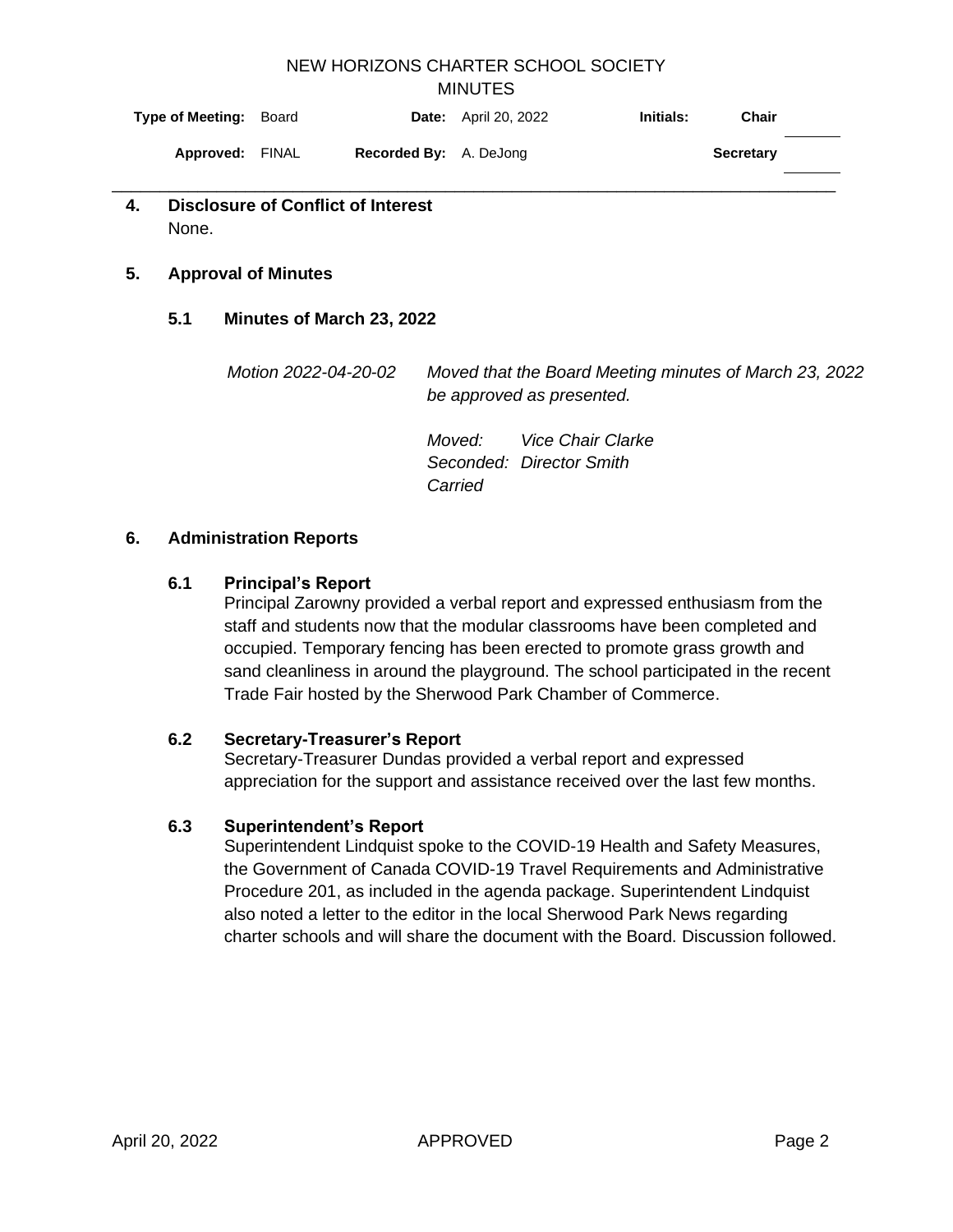## 4. Disclosure of Conflict of Interest

None.

## 5. Approval of Minutes

### 5.1 Minutes of March 23, 2022

*Motion 2022-04-20-02* — *Moved that the Board Meeting minutes of March 23, 2022 be approved as presented.*

*Moved: Vice Chair Clarke*
*Seconded: Director Smith*
*Carried*

## 6. Administration Reports

### 6.1 Principal's Report

Principal Zarowny provided a verbal report and expressed enthusiasm from the staff and students now that the modular classrooms have been completed and occupied. Temporary fencing has been erected to promote grass growth and sand cleanliness in around the playground. The school participated in the recent Trade Fair hosted by the Sherwood Park Chamber of Commerce.

### 6.2 Secretary-Treasurer's Report

Secretary-Treasurer Dundas provided a verbal report and expressed appreciation for the support and assistance received over the last few months.

### 6.3 Superintendent's Report

Superintendent Lindquist spoke to the COVID-19 Health and Safety Measures, the Government of Canada COVID-19 Travel Requirements and Administrative Procedure 201, as included in the agenda package. Superintendent Lindquist also noted a letter to the editor in the local Sherwood Park News regarding charter schools and will share the document with the Board. Discussion followed.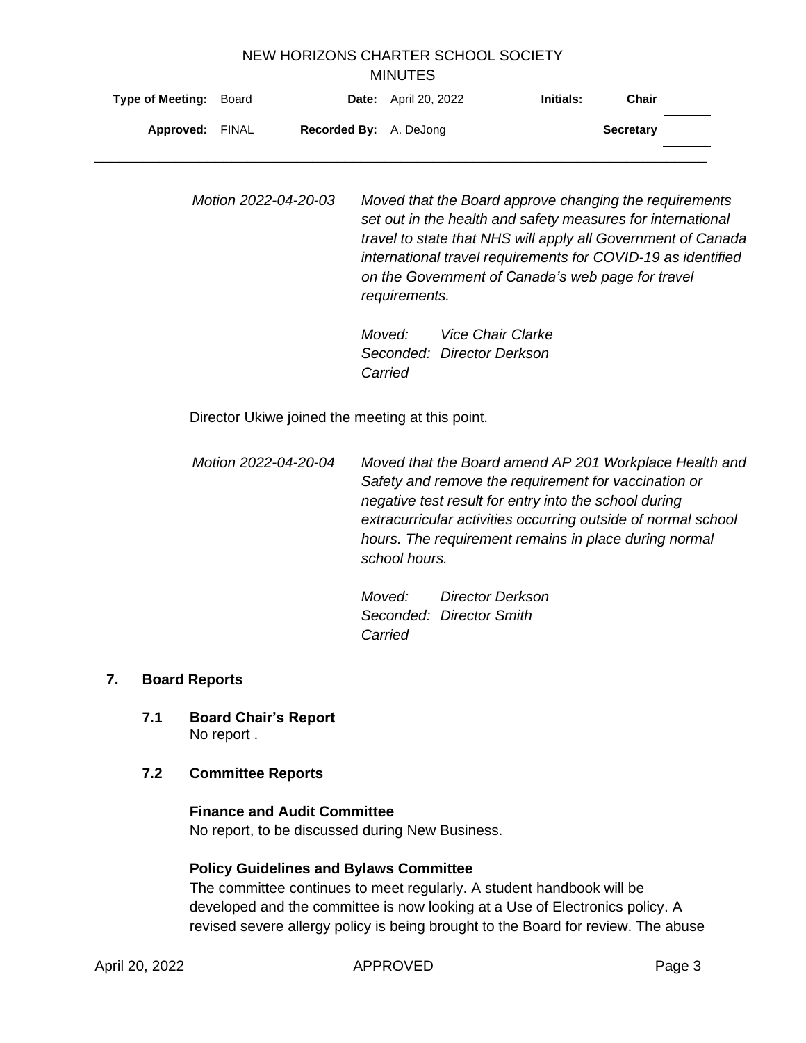*Motion 2022-04-20-03* *Moved that the Board approve changing the requirements set out in the health and safety measures for international travel to state that NHS will apply all Government of Canada international travel requirements for COVID-19 as identified on the Government of Canada's web page for travel requirements.*

*Moved: Vice Chair Clarke*
*Seconded: Director Derkson*
*Carried*

Director Ukiwe joined the meeting at this point.

*Motion 2022-04-20-04* *Moved that the Board amend AP 201 Workplace Health and Safety and remove the requirement for vaccination or negative test result for entry into the school during extracurricular activities occurring outside of normal school hours. The requirement remains in place during normal school hours.*

*Moved: Director Derkson*
*Seconded: Director Smith*
*Carried*

## 7. Board Reports

### 7.1 Board Chair's Report

No report .

### 7.2 Committee Reports

**Finance and Audit Committee**

No report, to be discussed during New Business.

**Policy Guidelines and Bylaws Committee**

The committee continues to meet regularly. A student handbook will be developed and the committee is now looking at a Use of Electronics policy. A revised severe allergy policy is being brought to the Board for review. The abuse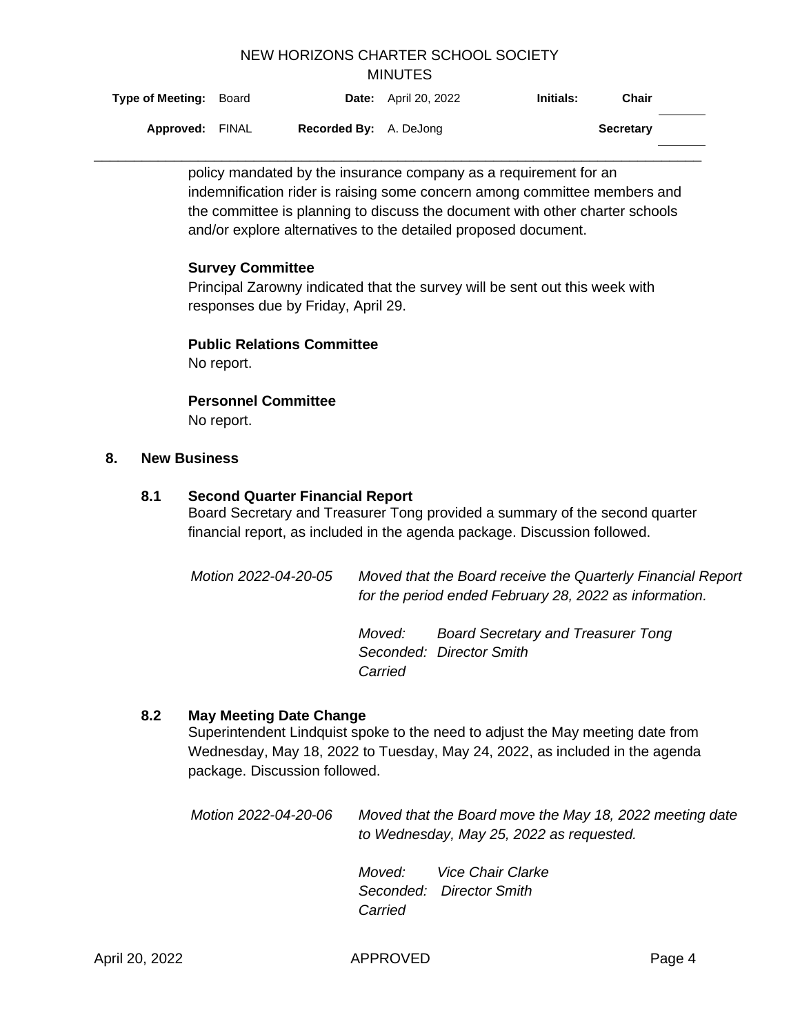policy mandated by the insurance company as a requirement for an indemnification rider is raising some concern among committee members and the committee is planning to discuss the document with other charter schools and/or explore alternatives to the detailed proposed document.

**Survey Committee**
Principal Zarowny indicated that the survey will be sent out this week with responses due by Friday, April 29.

**Public Relations Committee**
No report.

**Personnel Committee**
No report.

## 8. New Business

### 8.1 Second Quarter Financial Report

Board Secretary and Treasurer Tong provided a summary of the second quarter financial report, as included in the agenda package. Discussion followed.

*Motion 2022-04-20-05* — *Moved that the Board receive the Quarterly Financial Report for the period ended February 28, 2022 as information.*

*Moved: Board Secretary and Treasurer Tong*
*Seconded: Director Smith*
*Carried*

### 8.2 May Meeting Date Change

Superintendent Lindquist spoke to the need to adjust the May meeting date from Wednesday, May 18, 2022 to Tuesday, May 24, 2022, as included in the agenda package. Discussion followed.

*Motion 2022-04-20-06* — *Moved that the Board move the May 18, 2022 meeting date to Wednesday, May 25, 2022 as requested.*

*Moved: Vice Chair Clarke*
*Seconded: Director Smith*
*Carried*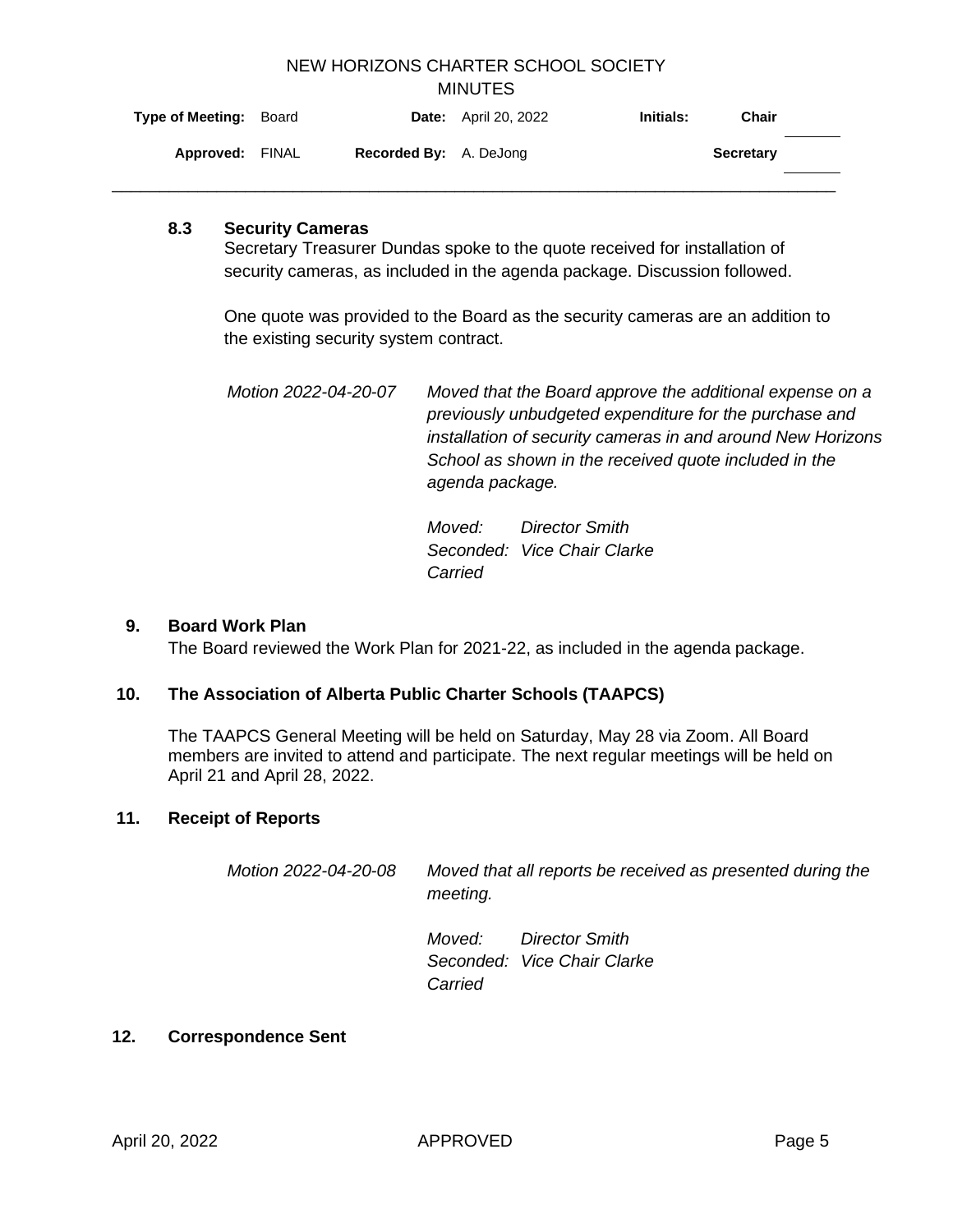### 8.3 Security Cameras

Secretary Treasurer Dundas spoke to the quote received for installation of security cameras, as included in the agenda package. Discussion followed.

One quote was provided to the Board as the security cameras are an addition to the existing security system contract.

*Motion 2022-04-20-07* — *Moved that the Board approve the additional expense on a previously unbudgeted expenditure for the purchase and installation of security cameras in and around New Horizons School as shown in the received quote included in the agenda package.*

*Moved: Director Smith*
*Seconded: Vice Chair Clarke*
*Carried*

## 9. Board Work Plan

The Board reviewed the Work Plan for 2021-22, as included in the agenda package.

## 10. The Association of Alberta Public Charter Schools (TAAPCS)

The TAAPCS General Meeting will be held on Saturday, May 28 via Zoom. All Board members are invited to attend and participate. The next regular meetings will be held on April 21 and April 28, 2022.

## 11. Receipt of Reports

*Motion 2022-04-20-08* — *Moved that all reports be received as presented during the meeting.*

*Moved: Director Smith*
*Seconded: Vice Chair Clarke*
*Carried*

## 12. Correspondence Sent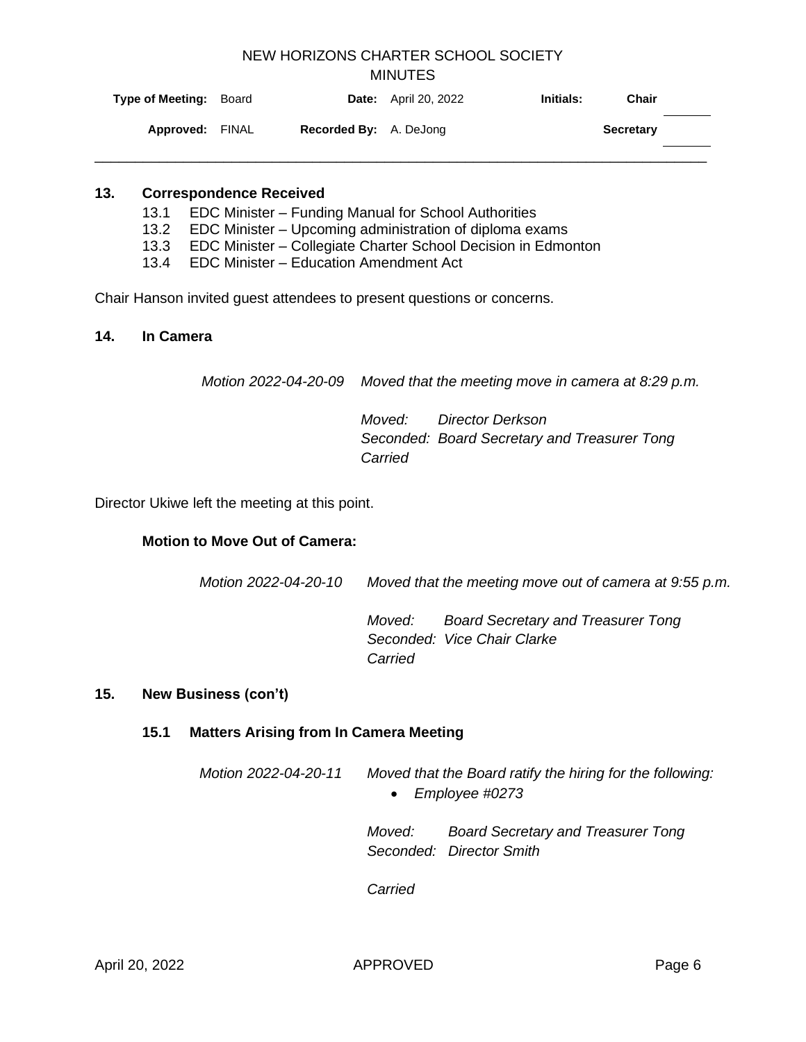## 13. Correspondence Received

13.1 EDC Minister – Funding Manual for School Authorities
13.2 EDC Minister – Upcoming administration of diploma exams
13.3 EDC Minister – Collegiate Charter School Decision in Edmonton
13.4 EDC Minister – Education Amendment Act

Chair Hanson invited guest attendees to present questions or concerns.

## 14. In Camera

*Motion 2022-04-20-09* *Moved that the meeting move in camera at 8:29 p.m.*

*Moved: Director Derkson*
*Seconded: Board Secretary and Treasurer Tong*
*Carried*

Director Ukiwe left the meeting at this point.

### Motion to Move Out of Camera:

*Motion 2022-04-20-10* *Moved that the meeting move out of camera at 9:55 p.m.*

*Moved: Board Secretary and Treasurer Tong*
*Seconded: Vice Chair Clarke*
*Carried*

## 15. New Business (con't)

### 15.1 Matters Arising from In Camera Meeting

*Motion 2022-04-20-11* *Moved that the Board ratify the hiring for the following:*

- *Employee #0273*

*Moved: Board Secretary and Treasurer Tong*
*Seconded: Director Smith*

*Carried*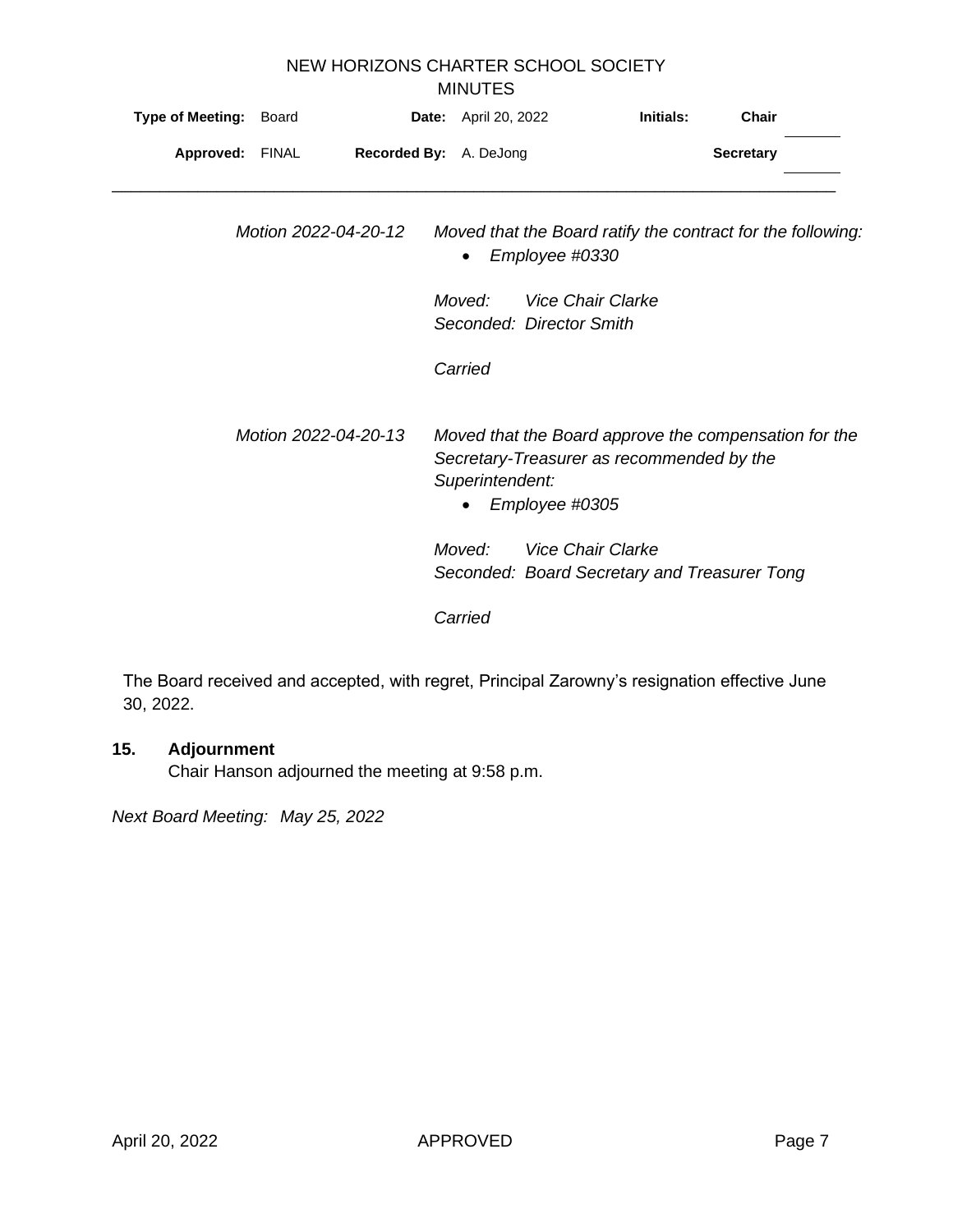*Motion 2022-04-20-12* *Moved that the Board ratify the contract for the following:*

- *Employee #0330*

*Moved: Vice Chair Clarke*
*Seconded: Director Smith*

*Carried*

*Motion 2022-04-20-13* *Moved that the Board approve the compensation for the Secretary-Treasurer as recommended by the Superintendent:*

- *Employee #0305*

*Moved: Vice Chair Clarke*
*Seconded: Board Secretary and Treasurer Tong*

*Carried*

The Board received and accepted, with regret, Principal Zarowny's resignation effective June 30, 2022.

**15. Adjournment**

Chair Hanson adjourned the meeting at 9:58 p.m.

*Next Board Meeting: May 25, 2022*